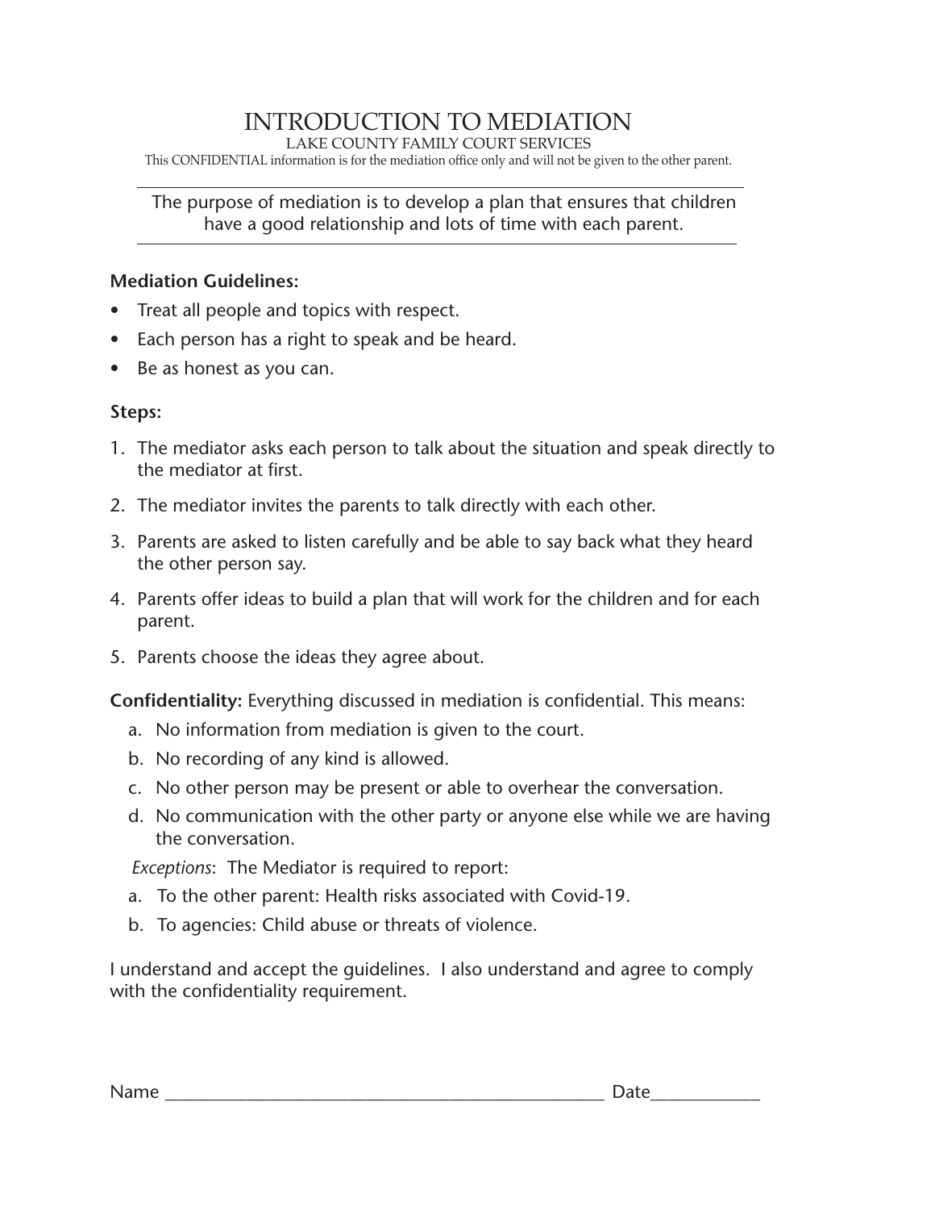# INTRODUCTION TO MEDIATION

LAKE COUNTY FAMILY COURT SERVICES

This CONFIDENTIAL information is for the mediation office only and will not be given to the other parent.

---

The purpose of mediation is to develop a plan that ensures that children have a good relationship and lots of time with each parent.

---

**Mediation Guidelines:**

- Treat all people and topics with respect.
- Each person has a right to speak and be heard.
- Be as honest as you can.

**Steps:**

1. The mediator asks each person to talk about the situation and speak directly to the mediator at first.
2. The mediator invites the parents to talk directly with each other.
3. Parents are asked to listen carefully and be able to say back what they heard the other person say.
4. Parents offer ideas to build a plan that will work for the children and for each parent.
5. Parents choose the ideas they agree about.

**Confidentiality:** Everything discussed in mediation is confidential. This means:

a. No information from mediation is given to the court.
b. No recording of any kind is allowed.
c. No other person may be present or able to overhear the conversation.
d. No communication with the other party or anyone else while we are having the conversation.

*Exceptions*: The Mediator is required to report:

a. To the other parent: Health risks associated with Covid-19.
b. To agencies: Child abuse or threats of violence.

I understand and accept the guidelines. I also understand and agree to comply with the confidentiality requirement.

Name __________________________________________________ Date____________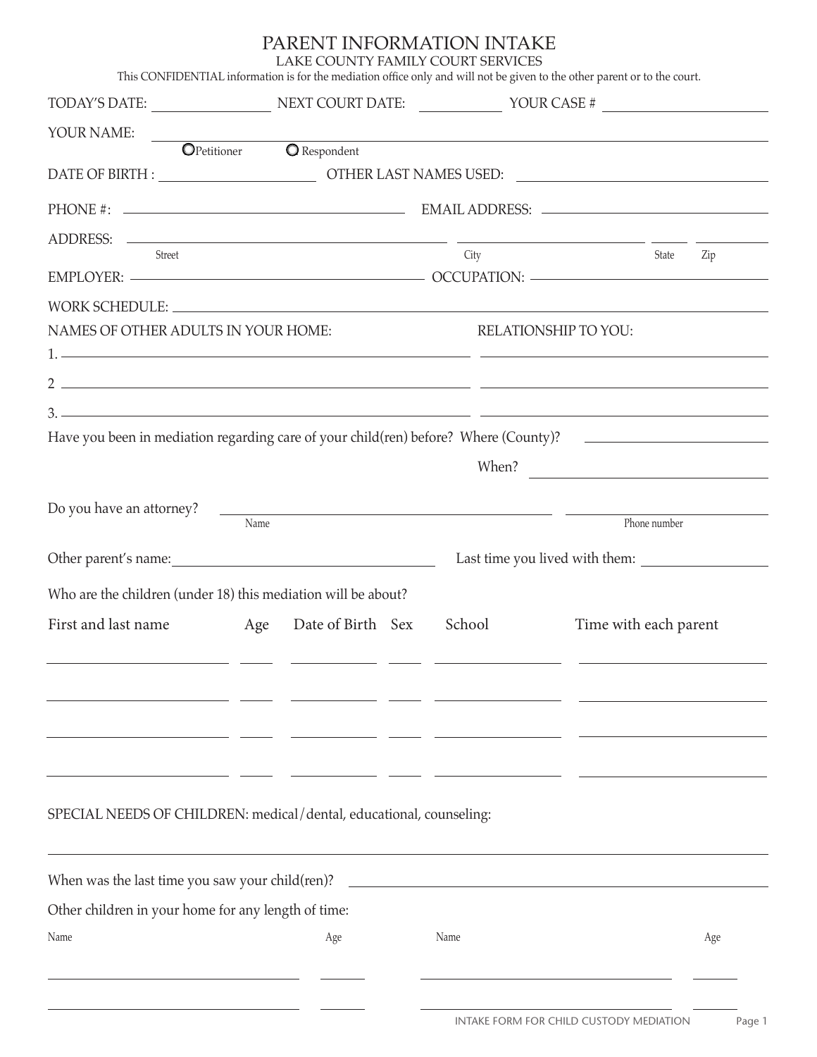# PARENT INFORMATION INTAKE

LAKE COUNTY FAMILY COURT SERVICES

This CONFIDENTIAL information is for the mediation office only and will not be given to the other parent or to the court.

TODAY'S DATE: ______________ NEXT COURT DATE: __________ YOUR CASE # ______________

YOUR NAME: ________________________________________________

○ Petitioner ○ Respondent

DATE OF BIRTH : ______________ OTHER LAST NAMES USED: ______________

PHONE #: ______________________ EMAIL ADDRESS: ______________________

ADDRESS: ______________________ ______________ ______ ______

Street City State Zip

EMPLOYER: ______________________ OCCUPATION: ______________________

WORK SCHEDULE: ________________________________________________

NAMES OF OTHER ADULTS IN YOUR HOME: RELATIONSHIP TO YOU:

1. ______________________________ ______________________
2. ______________________________ ______________________
3. ______________________________ ______________________

Have you been in mediation regarding care of your child(ren) before? Where (County)? ______________

When? ______________

Do you have an attorney? ______________________ ______________

Name Phone number

Other parent's name: ______________________ Last time you lived with them: ______________

Who are the children (under 18) this mediation will be about?

| First and last name | Age | Date of Birth | Sex | School | Time with each parent |
|---|---|---|---|---|---|
| | | | | | |
| | | | | | |
| | | | | | |
| | | | | | |

SPECIAL NEEDS OF CHILDREN: medical/dental, educational, counseling:

________________________________________________

When was the last time you saw your child(ren)? ______________________

Other children in your home for any length of time:

| Name | Age | Name | Age |
|---|---|---|---|
| | | | |
| | | | |

INTAKE FORM FOR CHILD CUSTODY MEDIATION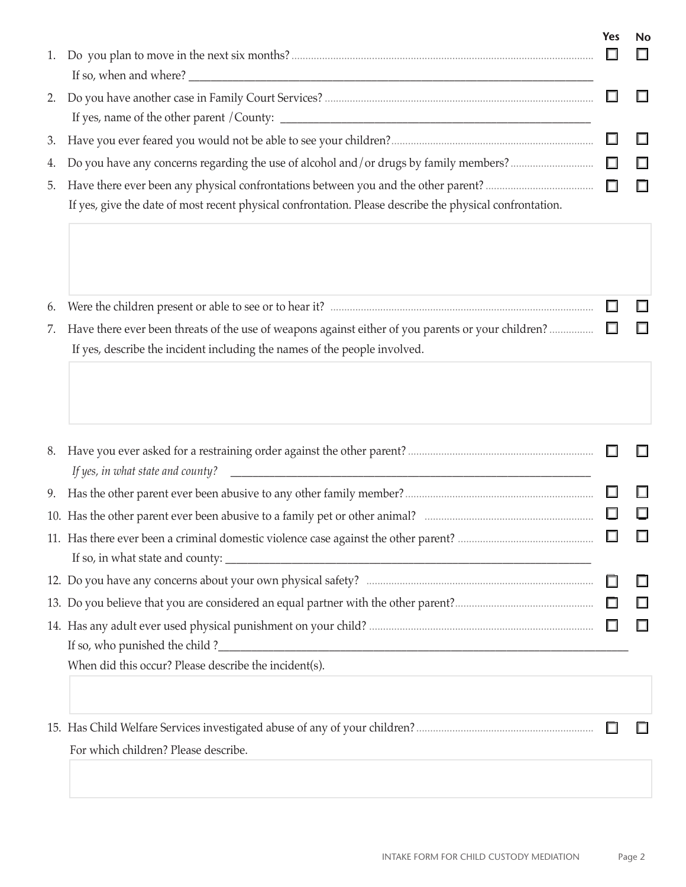| | | Yes | No |
|---|---|---|---|
| 1. | Do you plan to move in the next six months? | ☐ | ☐ |
| | If so, when and where? ____________________ | | |
| 2. | Do you have another case in Family Court Services? | ☐ | ☐ |
| | If yes, name of the other parent /County: ____________________ | | |
| 3. | Have you ever feared you would not be able to see your children? | ☐ | ☐ |
| 4. | Do you have any concerns regarding the use of alcohol and/or drugs by family members? | ☐ | ☐ |
| 5. | Have there ever been any physical confrontations between you and the other parent? | ☐ | ☐ |

If yes, give the date of most recent physical confrontation. Please describe the physical confrontation.

| | | Yes | No |
|---|---|---|---|
| 6. | Were the children present or able to see or to hear it? | ☐ | ☐ |
| 7. | Have there ever been threats of the use of weapons against either of you parents or your children? | ☐ | ☐ |

If yes, describe the incident including the names of the people involved.

| | | Yes | No |
|---|---|---|---|
| 8. | Have you ever asked for a restraining order against the other parent? | ☐ | ☐ |
| | *If yes, in what state and county?* ____________________ | | |
| 9. | Has the other parent ever been abusive to any other family member? | ☐ | ☐ |
| 10. | Has the other parent ever been abusive to a family pet or other animal? | ☐ | ☐ |
| 11. | Has there ever been a criminal domestic violence case against the other parent? | ☐ | ☐ |
| | If so, in what state and county: ____________________ | | |
| 12. | Do you have any concerns about your own physical safety? | ☐ | ☐ |
| 13. | Do you believe that you are considered an equal partner with the other parent? | ☐ | ☐ |
| 14. | Has any adult ever used physical punishment on your child? | ☐ | ☐ |
| | If so, who punished the child ?____________________ | | |

When did this occur? Please describe the incident(s).

| | | Yes | No |
|---|---|---|---|
| 15. | Has Child Welfare Services investigated abuse of any of your children? | ☐ | ☐ |

For which children? Please describe.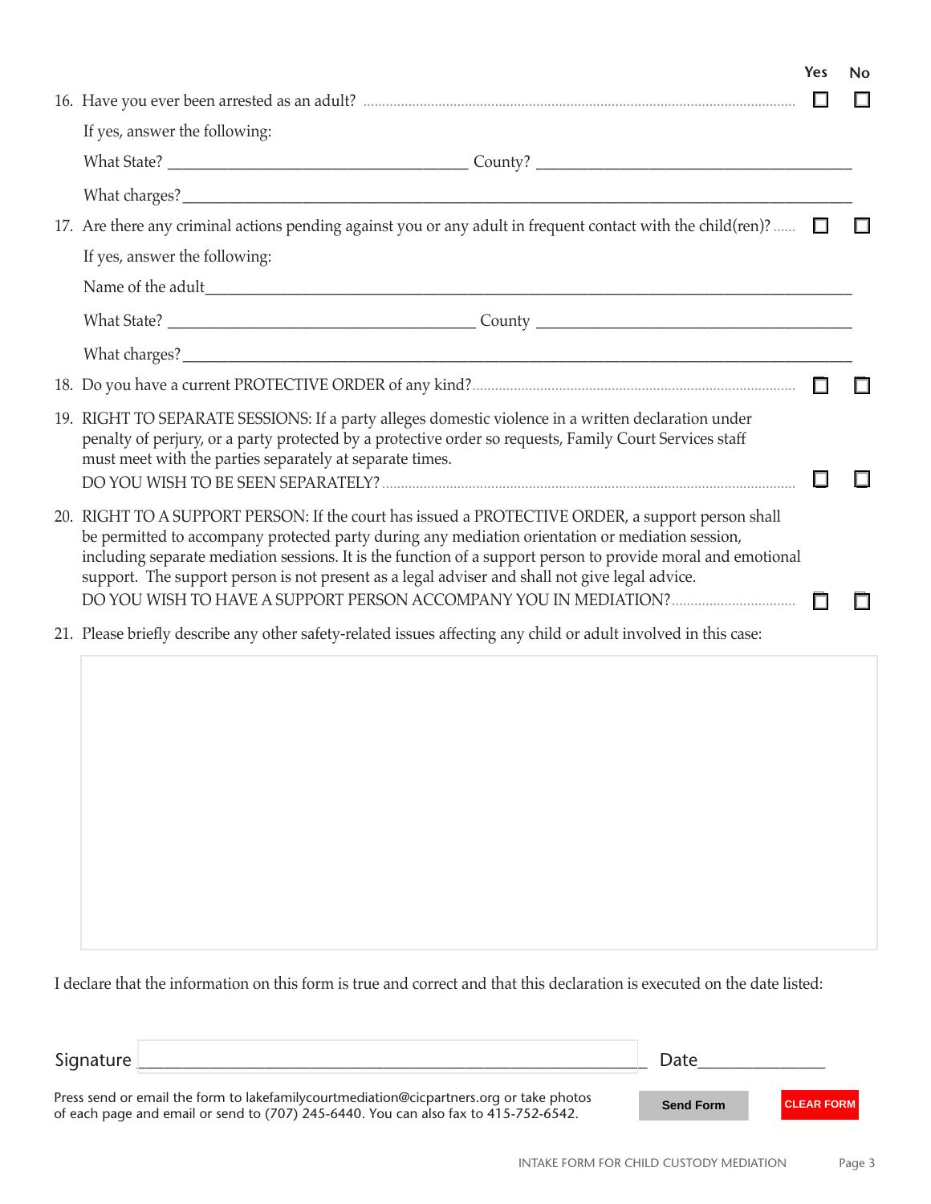| | Yes | No |
|---|---|---|
| 16. Have you ever been arrested as an adult? | ☐ | ☐ |

If yes, answer the following:

What State? ____________________ County? ____________________

What charges? ________________________________________

| | Yes | No |
|---|---|---|
| 17. Are there any criminal actions pending against you or any adult in frequent contact with the child(ren)? | ☐ | ☐ |

If yes, answer the following:

Name of the adult________________________________________

What State? ____________________ County ____________________

What charges? ________________________________________

| | Yes | No |
|---|---|---|
| 18. Do you have a current PROTECTIVE ORDER of any kind? | ☐ | ☐ |
| 19. RIGHT TO SEPARATE SESSIONS: If a party alleges domestic violence in a written declaration under penalty of perjury, or a party protected by a protective order so requests, Family Court Services staff must meet with the parties separately at separate times. DO YOU WISH TO BE SEEN SEPARATELY? | ☐ | ☐ |
| 20. RIGHT TO A SUPPORT PERSON: If the court has issued a PROTECTIVE ORDER, a support person shall be permitted to accompany protected party during any mediation orientation or mediation session, including separate mediation sessions. It is the function of a support person to provide moral and emotional support. The support person is not present as a legal adviser and shall not give legal advice. DO YOU WISH TO HAVE A SUPPORT PERSON ACCOMPANY YOU IN MEDIATION? | ☐ | ☐ |

21. Please briefly describe any other safety-related issues affecting any child or adult involved in this case:

I declare that the information on this form is true and correct and that this declaration is executed on the date listed:

Signature ________________________________________ Date______________

Press send or email the form to lakefamilycourtmediation@cicpartners.org or take photos of each page and email or send to (707) 245-6440. You can also fax to 415-752-6542.

Send Form

CLEAR FORM

INTAKE FORM FOR CHILD CUSTODY MEDIATION